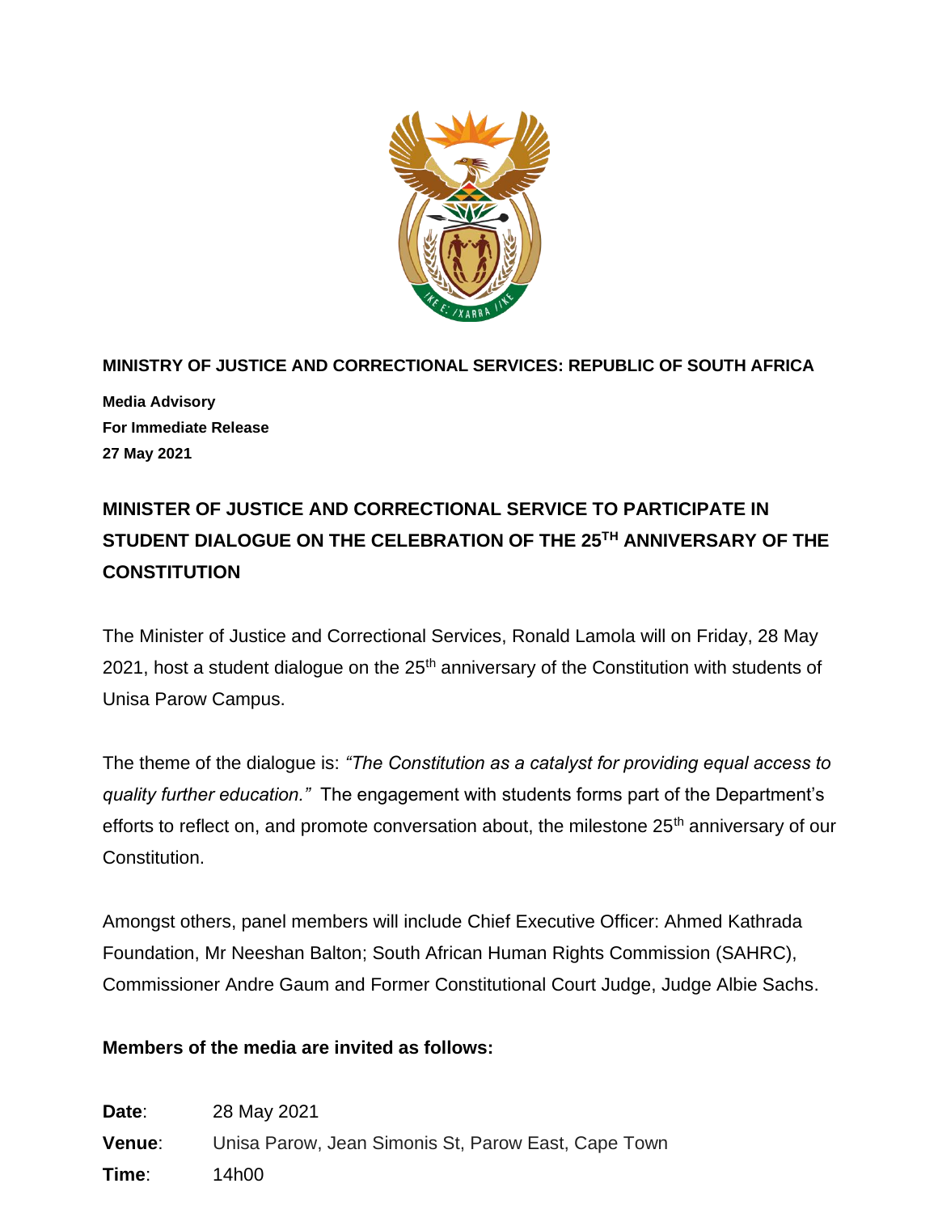**MINISTRY OF JUSTICE AND CORRECTIONAL SERVICES: REPUBLIC OF SOUTH AFRICA**

**Media Advisory**
**For Immediate Release**
**27 May 2021**

# MINISTER OF JUSTICE AND CORRECTIONAL SERVICE TO PARTICIPATE IN STUDENT DIALOGUE ON THE CELEBRATION OF THE 25TH ANNIVERSARY OF THE CONSTITUTION

The Minister of Justice and Correctional Services, Ronald Lamola will on Friday, 28 May 2021, host a student dialogue on the 25th anniversary of the Constitution with students of Unisa Parow Campus.

The theme of the dialogue is: *"The Constitution as a catalyst for providing equal access to quality further education."* The engagement with students forms part of the Department's efforts to reflect on, and promote conversation about, the milestone 25th anniversary of our Constitution.

Amongst others, panel members will include Chief Executive Officer: Ahmed Kathrada Foundation, Mr Neeshan Balton; South African Human Rights Commission (SAHRC), Commissioner Andre Gaum and Former Constitutional Court Judge, Judge Albie Sachs.

**Members of the media are invited as follows:**

**Date**: 28 May 2021
**Venue**: Unisa Parow, Jean Simonis St, Parow East, Cape Town
**Time**: 14h00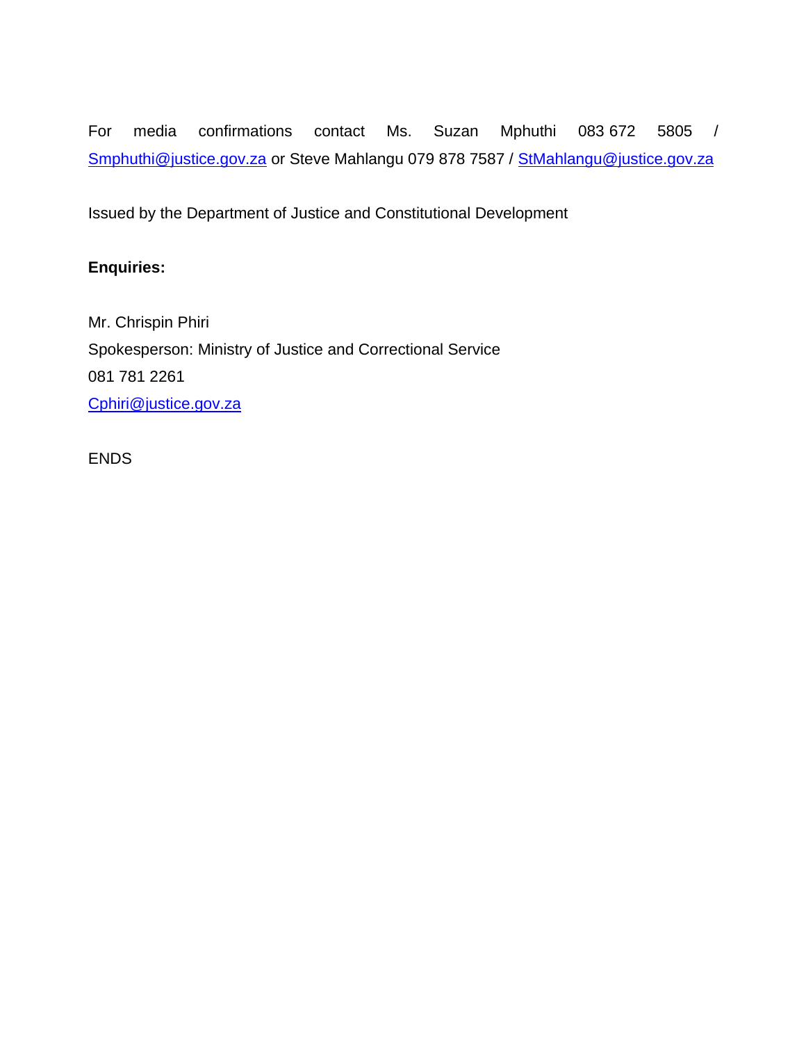For media confirmations contact Ms. Suzan Mphuthi 083 672 5805 / Smphuthi@justice.gov.za or Steve Mahlangu 079 878 7587 / StMahlangu@justice.gov.za

Issued by the Department of Justice and Constitutional Development

**Enquiries:**

Mr. Chrispin Phiri
Spokesperson: Ministry of Justice and Correctional Service
081 781 2261
Cphiri@justice.gov.za

ENDS